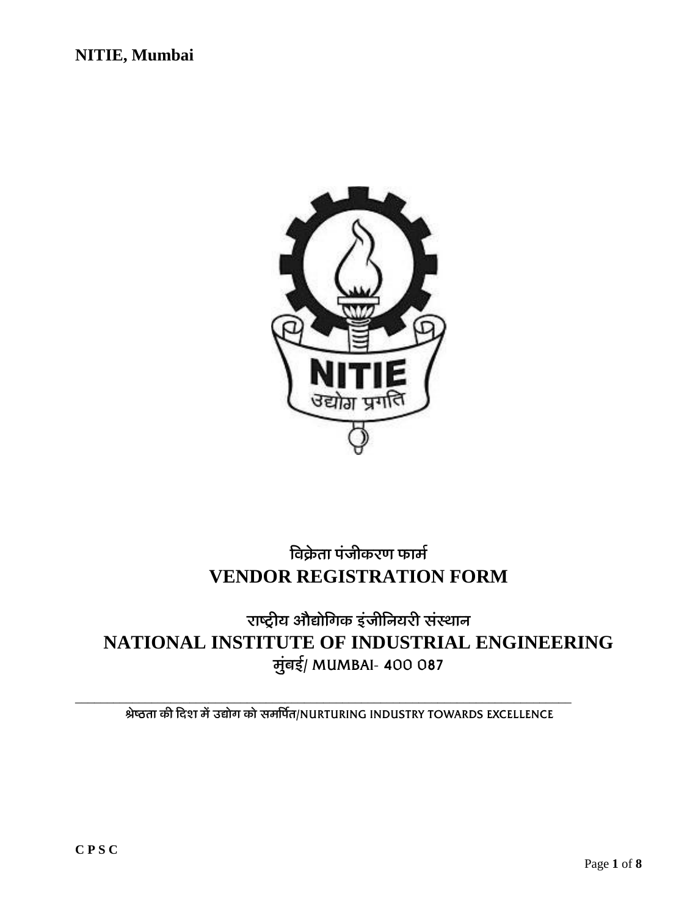**NITIE, Mumbai**

# विक्रेता पंजीकरण फार्म
# VENDOR REGISTRATION FORM

## राष्ट्रीय औद्योगिक इंजीनियरी संस्थान
## NATIONAL INSTITUTE OF INDUSTRIAL ENGINEERING
मुंबई/ MUMBAI- 400 087

---

श्रेष्ठता की दिशा में उद्योग को समर्पित/NURTURING INDUSTRY TOWARDS EXCELLENCE

**C P S C**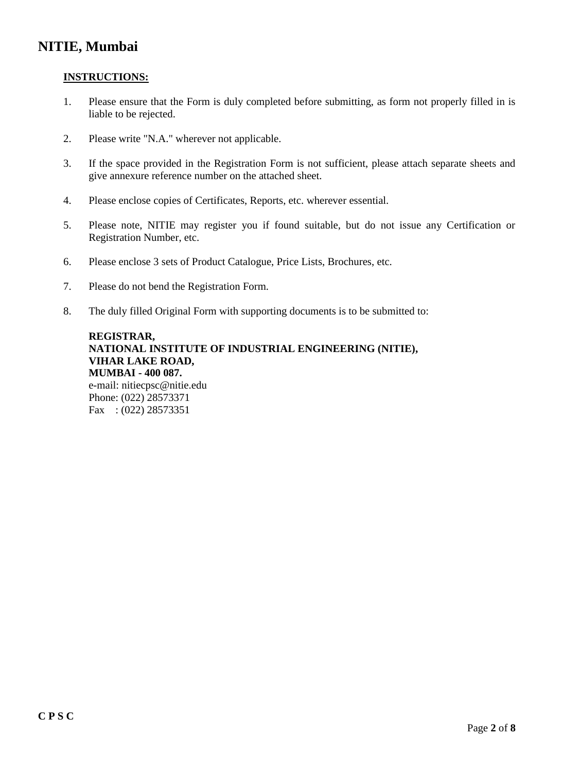# NITIE, Mumbai

**INSTRUCTIONS:**

1. Please ensure that the Form is duly completed before submitting, as form not properly filled in is liable to be rejected.

2. Please write "N.A." wherever not applicable.

3. If the space provided in the Registration Form is not sufficient, please attach separate sheets and give annexure reference number on the attached sheet.

4. Please enclose copies of Certificates, Reports, etc. wherever essential.

5. Please note, NITIE may register you if found suitable, but do not issue any Certification or Registration Number, etc.

6. Please enclose 3 sets of Product Catalogue, Price Lists, Brochures, etc.

7. Please do not bend the Registration Form.

8. The duly filled Original Form with supporting documents is to be submitted to:

   **REGISTRAR,**
   **NATIONAL INSTITUTE OF INDUSTRIAL ENGINEERING (NITIE),**
   **VIHAR LAKE ROAD,**
   **MUMBAI - 400 087.**
   e-mail: nitiecpsc@nitie.edu
   Phone: (022) 28573371
   Fax : (022) 28573351

**C P S C**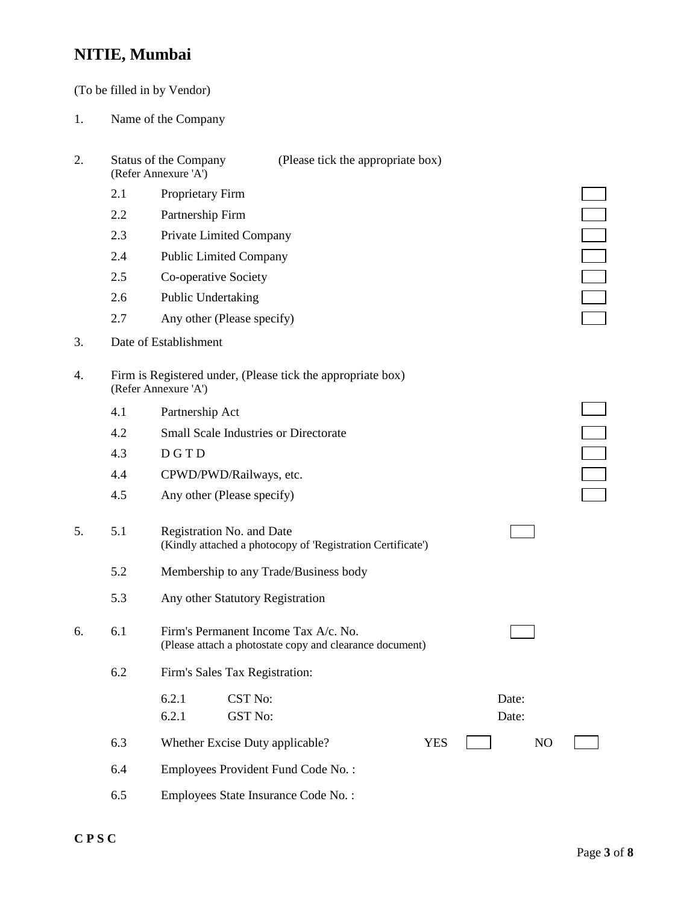# NITIE, Mumbai

(To be filled in by Vendor)

1. Name of the Company

2. Status of the Company (Please tick the appropriate box)
   (Refer Annexure 'A')

| | | |
|---|---|---|
| 2.1 | Proprietary Firm | ☐ |
| 2.2 | Partnership Firm | ☐ |
| 2.3 | Private Limited Company | ☐ |
| 2.4 | Public Limited Company | ☐ |
| 2.5 | Co-operative Society | ☐ |
| 2.6 | Public Undertaking | ☐ |
| 2.7 | Any other (Please specify) | ☐ |

3. Date of Establishment

4. Firm is Registered under, (Please tick the appropriate box)
   (Refer Annexure 'A')

| | | |
|---|---|---|
| 4.1 | Partnership Act | ☐ |
| 4.2 | Small Scale Industries or Directorate | ☐ |
| 4.3 | D G T D | ☐ |
| 4.4 | CPWD/PWD/Railways, etc. | ☐ |
| 4.5 | Any other (Please specify) | ☐ |

5.
   - 5.1 Registration No. and Date ☐
     (Kindly attached a photocopy of 'Registration Certificate')
   - 5.2 Membership to any Trade/Business body
   - 5.3 Any other Statutory Registration

6.
   - 6.1 Firm's Permanent Income Tax A/c. No. ☐
     (Please attach a photostate copy and clearance document)
   - 6.2 Firm's Sales Tax Registration:
     - 6.2.1 CST No: Date:
     - 6.2.1 GST No: Date:
   - 6.3 Whether Excise Duty applicable? YES ☐ NO ☐
   - 6.4 Employees Provident Fund Code No. :
   - 6.5 Employees State Insurance Code No. :

**C P S C**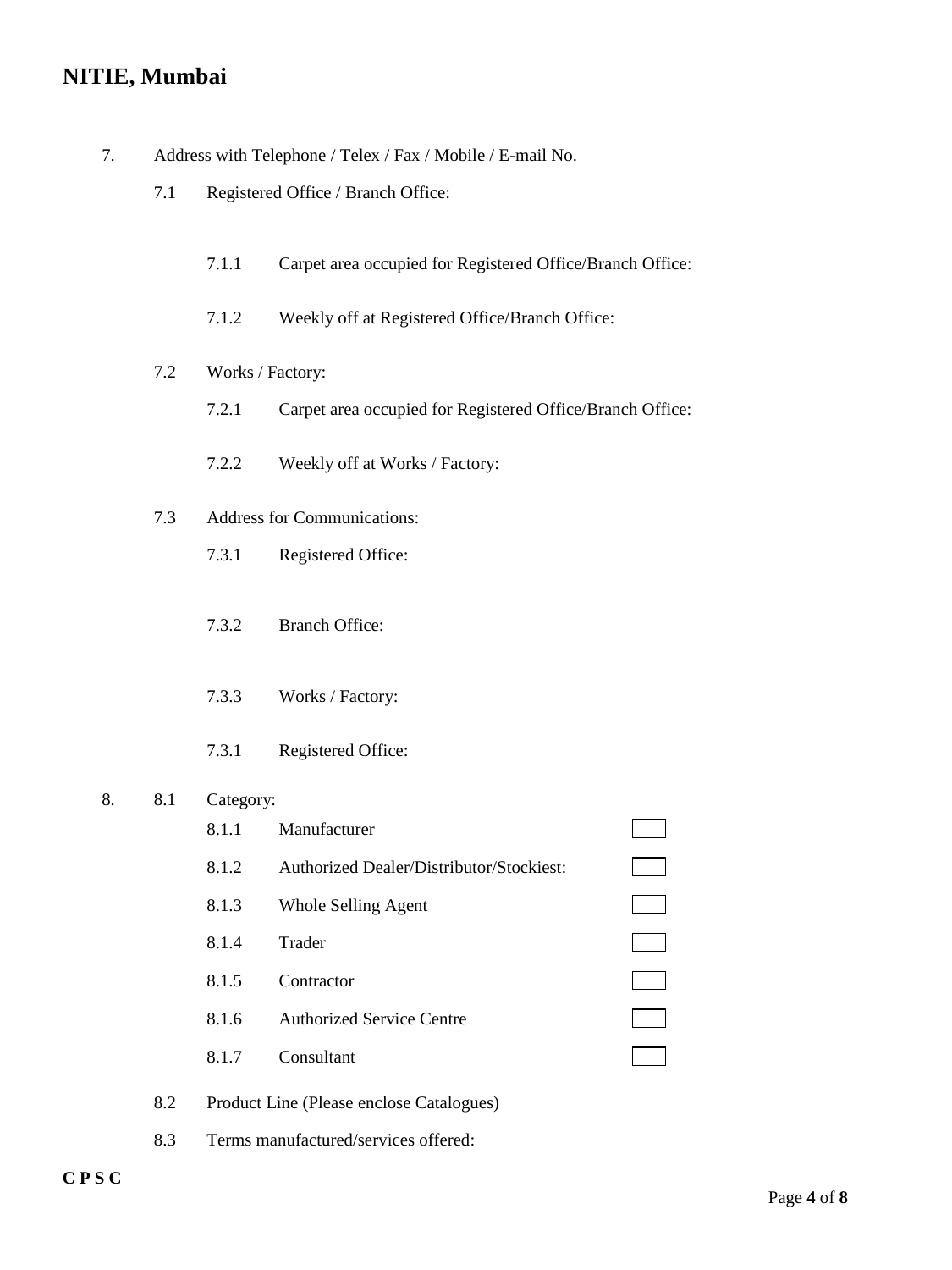7. Address with Telephone / Telex / Fax / Mobile / E-mail No.

   7.1 Registered Office / Branch Office:

      7.1.1 Carpet area occupied for Registered Office/Branch Office:

      7.1.2 Weekly off at Registered Office/Branch Office:

   7.2 Works / Factory:

      7.2.1 Carpet area occupied for Registered Office/Branch Office:

      7.2.2 Weekly off at Works / Factory:

   7.3 Address for Communications:

      7.3.1 Registered Office:

      7.3.2 Branch Office:

      7.3.3 Works / Factory:

      7.3.1 Registered Office:

8. 8.1 Category:

      8.1.1 Manufacturer ☐

      8.1.2 Authorized Dealer/Distributor/Stockiest: ☐

      8.1.3 Whole Selling Agent ☐

      8.1.4 Trader ☐

      8.1.5 Contractor ☐

      8.1.6 Authorized Service Centre ☐

      8.1.7 Consultant ☐

   8.2 Product Line (Please enclose Catalogues)

   8.3 Terms manufactured/services offered: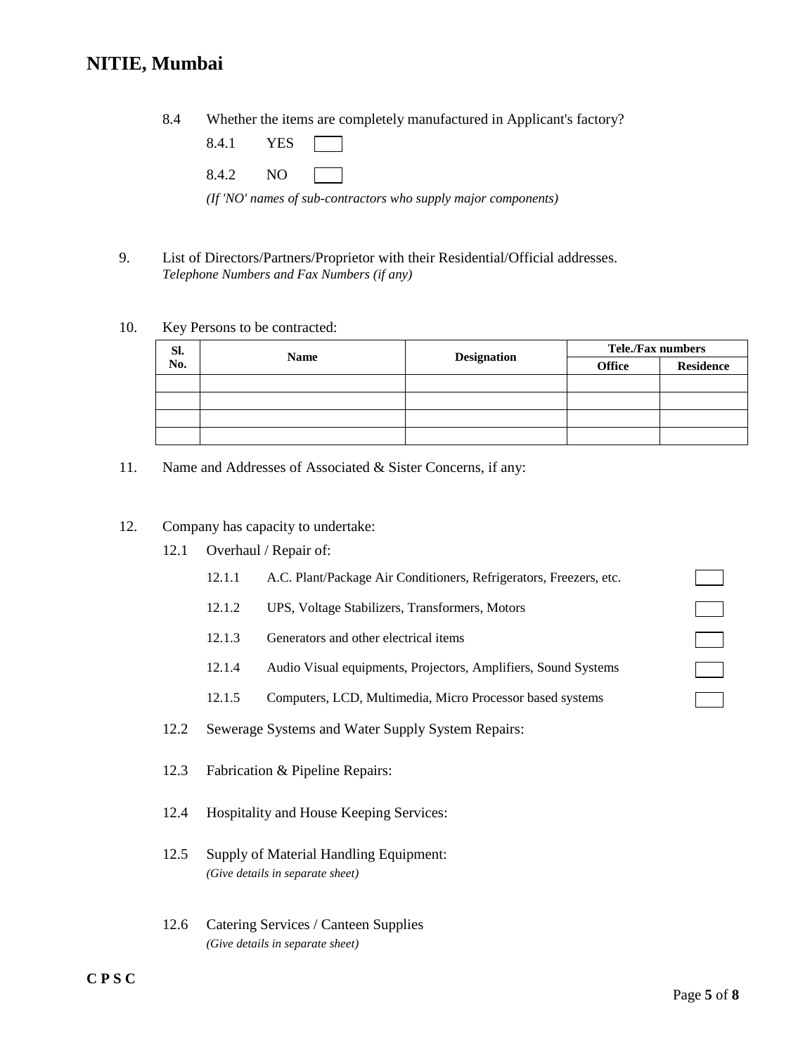8.4 Whether the items are completely manufactured in Applicant's factory?

8.4.1 YES ☐

8.4.2 NO ☐

*(If 'NO' names of sub-contractors who supply major components)*

9. List of Directors/Partners/Proprietor with their Residential/Official addresses. *Telephone Numbers and Fax Numbers (if any)*

10. Key Persons to be contracted:

| Sl. No. | Name | Designation | Tele./Fax numbers | |
|---|---|---|---|---|
| | | | **Office** | **Residence** |
| | | | | |
| | | | | |
| | | | | |
| | | | | |

11. Name and Addresses of Associated & Sister Concerns, if any:

12. Company has capacity to undertake:

12.1 Overhaul / Repair of:

12.1.1 A.C. Plant/Package Air Conditioners, Refrigerators, Freezers, etc. ☐

12.1.2 UPS, Voltage Stabilizers, Transformers, Motors ☐

12.1.3 Generators and other electrical items ☐

12.1.4 Audio Visual equipments, Projectors, Amplifiers, Sound Systems ☐

12.1.5 Computers, LCD, Multimedia, Micro Processor based systems ☐

12.2 Sewerage Systems and Water Supply System Repairs:

12.3 Fabrication & Pipeline Repairs:

12.4 Hospitality and House Keeping Services:

12.5 Supply of Material Handling Equipment:
*(Give details in separate sheet)*

12.6 Catering Services / Canteen Supplies
*(Give details in separate sheet)*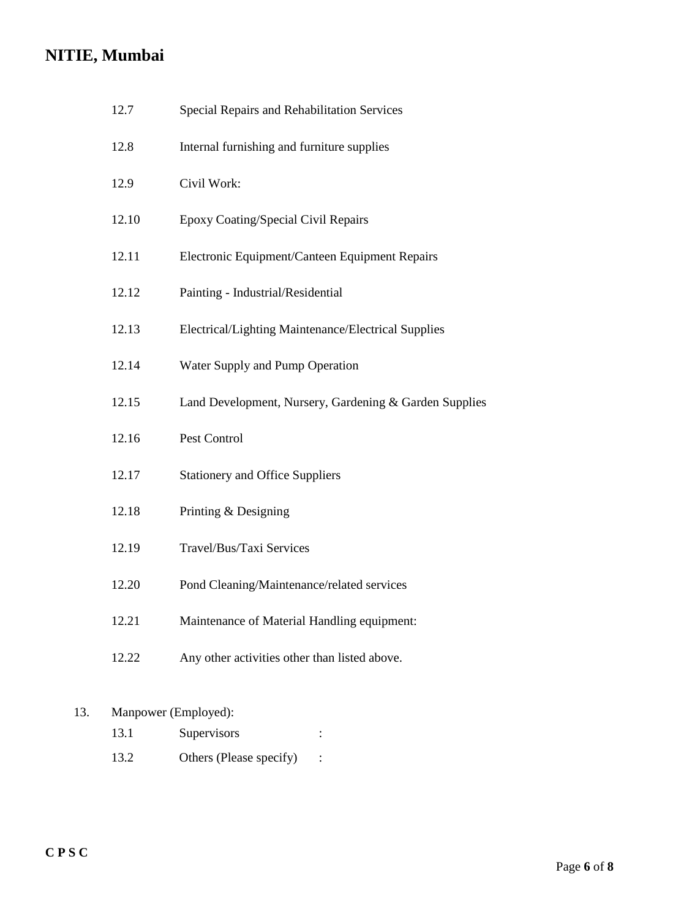12.7 Special Repairs and Rehabilitation Services

12.8 Internal furnishing and furniture supplies

12.9 Civil Work:

12.10 Epoxy Coating/Special Civil Repairs

12.11 Electronic Equipment/Canteen Equipment Repairs

12.12 Painting - Industrial/Residential

12.13 Electrical/Lighting Maintenance/Electrical Supplies

12.14 Water Supply and Pump Operation

12.15 Land Development, Nursery, Gardening & Garden Supplies

12.16 Pest Control

12.17 Stationery and Office Suppliers

12.18 Printing & Designing

12.19 Travel/Bus/Taxi Services

12.20 Pond Cleaning/Maintenance/related services

12.21 Maintenance of Material Handling equipment:

12.22 Any other activities other than listed above.

13. Manpower (Employed):

13.1 Supervisors :

13.2 Others (Please specify) :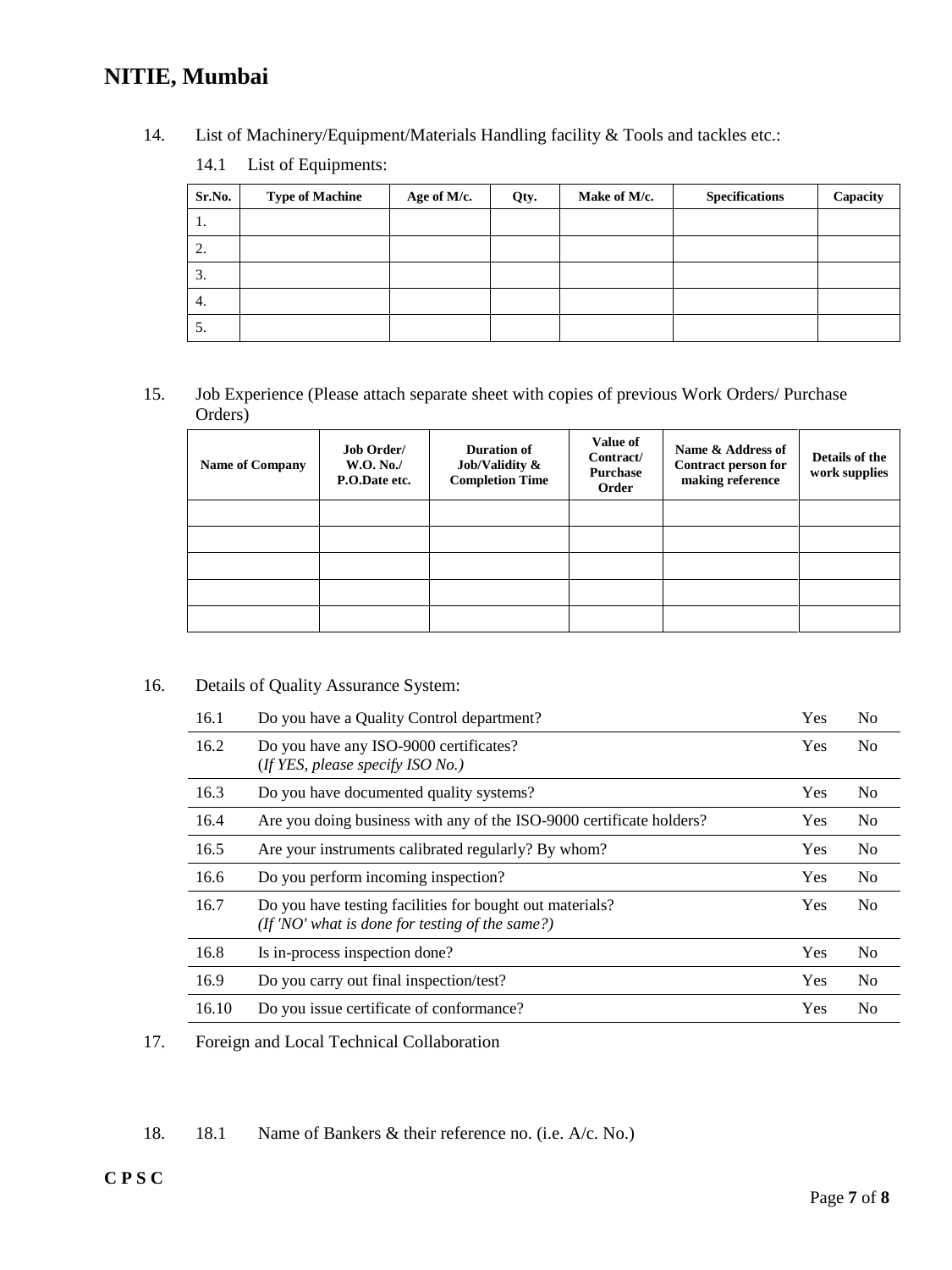14. List of Machinery/Equipment/Materials Handling facility & Tools and tackles etc.:

    14.1 List of Equipments:

| Sr.No. | Type of Machine | Age of M/c. | Qty. | Make of M/c. | Specifications | Capacity |
|---|---|---|---|---|---|---|
| 1. | | | | | | |
| 2. | | | | | | |
| 3. | | | | | | |
| 4. | | | | | | |
| 5. | | | | | | |

15. Job Experience (Please attach separate sheet with copies of previous Work Orders/ Purchase Orders)

| Name of Company | Job Order/ W.O. No./ P.O.Date etc. | Duration of Job/Validity & Completion Time | Value of Contract/ Purchase Order | Name & Address of Contract person for making reference | Details of the work supplies |
|---|---|---|---|---|---|
| | | | | | |
| | | | | | |
| | | | | | |
| | | | | | |
| | | | | | |

16. Details of Quality Assurance System:

| | | | |
|---|---|---|---|
| 16.1 | Do you have a Quality Control department? | Yes | No |
| 16.2 | Do you have any ISO-9000 certificates? (*If YES, please specify ISO No.)* | Yes | No |
| 16.3 | Do you have documented quality systems? | Yes | No |
| 16.4 | Are you doing business with any of the ISO-9000 certificate holders? | Yes | No |
| 16.5 | Are your instruments calibrated regularly? By whom? | Yes | No |
| 16.6 | Do you perform incoming inspection? | Yes | No |
| 16.7 | Do you have testing facilities for bought out materials? *(If 'NO' what is done for testing of the same?)* | Yes | No |
| 16.8 | Is in-process inspection done? | Yes | No |
| 16.9 | Do you carry out final inspection/test? | Yes | No |
| 16.10 | Do you issue certificate of conformance? | Yes | No |

17. Foreign and Local Technical Collaboration

18. 18.1 Name of Bankers & their reference no. (i.e. A/c. No.)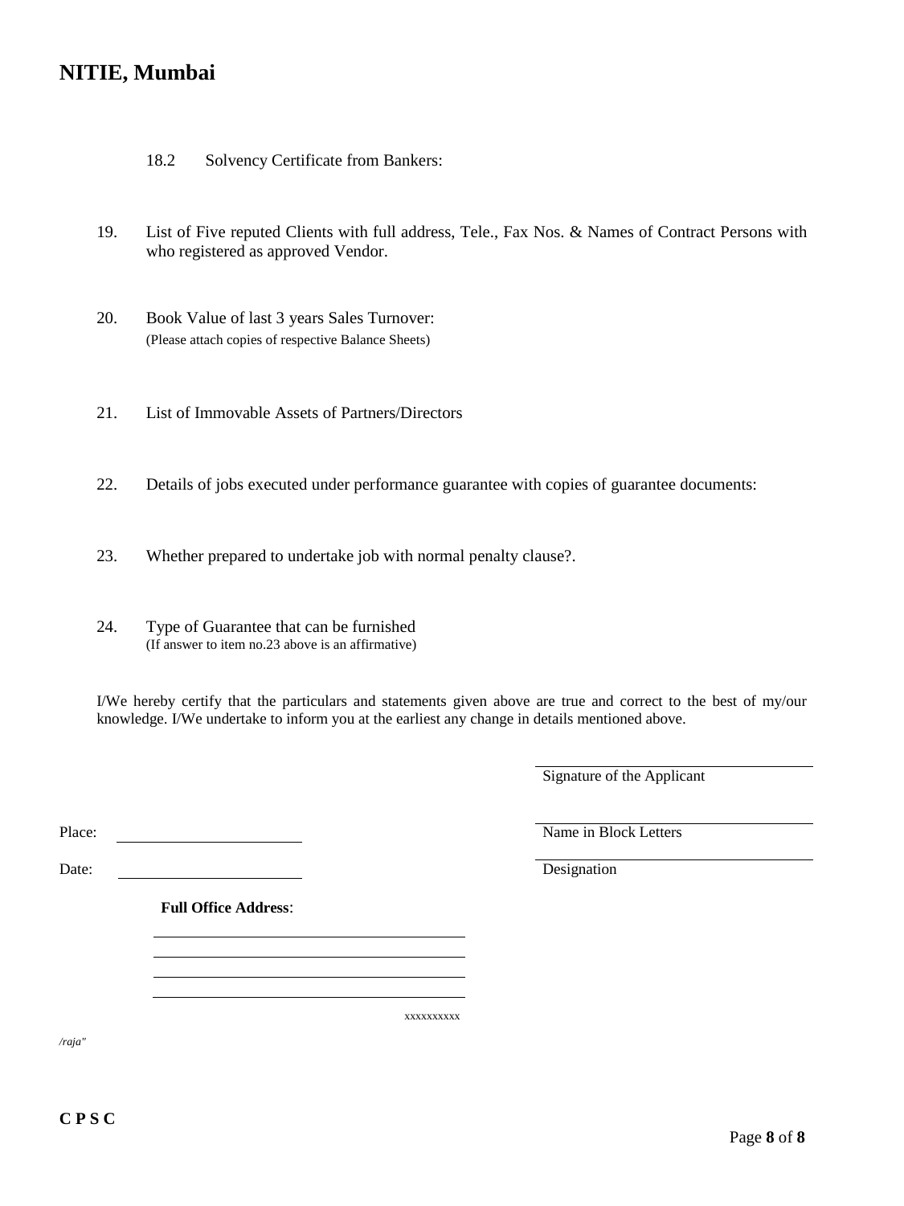18.2 Solvency Certificate from Bankers:

19. List of Five reputed Clients with full address, Tele., Fax Nos. & Names of Contract Persons with who registered as approved Vendor.

20. Book Value of last 3 years Sales Turnover:
(Please attach copies of respective Balance Sheets)

21. List of Immovable Assets of Partners/Directors

22. Details of jobs executed under performance guarantee with copies of guarantee documents:

23. Whether prepared to undertake job with normal penalty clause?.

24. Type of Guarantee that can be furnished
(If answer to item no.23 above is an affirmative)

I/We hereby certify that the particulars and statements given above are true and correct to the best of my/our knowledge. I/We undertake to inform you at the earliest any change in details mentioned above.

Signature of the Applicant

Place: \_\_\_\_\_\_\_\_\_\_\_\_\_\_\_\_\_\_\_\_

Name in Block Letters

Date: \_\_\_\_\_\_\_\_\_\_\_\_\_\_\_\_\_\_\_\_

Designation

**Full Office Address**:

\_\_\_\_\_\_\_\_\_\_\_\_\_\_\_\_\_\_\_\_\_\_\_\_\_\_\_\_\_\_\_\_

\_\_\_\_\_\_\_\_\_\_\_\_\_\_\_\_\_\_\_\_\_\_\_\_\_\_\_\_\_\_\_\_

\_\_\_\_\_\_\_\_\_\_\_\_\_\_\_\_\_\_\_\_\_\_\_\_\_\_\_\_\_\_\_\_

\_\_\_\_\_\_\_\_\_\_\_\_\_\_\_\_\_\_\_\_\_\_\_\_\_\_\_\_\_\_\_\_

xxxxxxxxxx

*/raja"*